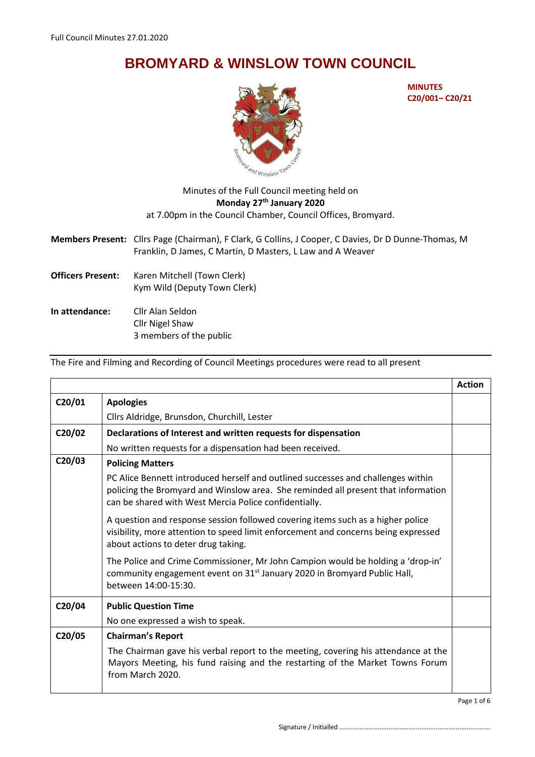# BROMYARD & WINSLOW TOWN COUNCIL

**MINUTES**
**C20/001– C20/21**

Minutes of the Full Council meeting held on
**Monday 27th January 2020**
at 7.00pm in the Council Chamber, Council Offices, Bromyard.

**Members Present:** Cllrs Page (Chairman), F Clark, G Collins, J Cooper, C Davies, Dr D Dunne-Thomas, M Franklin, D James, C Martin, D Masters, L Law and A Weaver

**Officers Present:** Karen Mitchell (Town Clerk)
Kym Wild (Deputy Town Clerk)

**In attendance:** Cllr Alan Seldon
Cllr Nigel Shaw
3 members of the public

The Fire and Filming and Recording of Council Meetings procedures were read to all present

| | | **Action** |
|---|---|---|
| **C20/01** | **Apologies**<br>Cllrs Aldridge, Brunsdon, Churchill, Lester | |
| **C20/02** | **Declarations of Interest and written requests for dispensation**<br>No written requests for a dispensation had been received. | |
| **C20/03** | **Policing Matters**<br>PC Alice Bennett introduced herself and outlined successes and challenges within policing the Bromyard and Winslow area. She reminded all present that information can be shared with West Mercia Police confidentially.<br>A question and response session followed covering items such as a higher police visibility, more attention to speed limit enforcement and concerns being expressed about actions to deter drug taking.<br>The Police and Crime Commissioner, Mr John Campion would be holding a 'drop-in' community engagement event on 31st January 2020 in Bromyard Public Hall, between 14:00-15:30. | |
| **C20/04** | **Public Question Time**<br>No one expressed a wish to speak. | |
| **C20/05** | **Chairman's Report**<br>The Chairman gave his verbal report to the meeting, covering his attendance at the Mayors Meeting, his fund raising and the restarting of the Market Towns Forum from March 2020. | |

Signature / Initialled ..................................................................................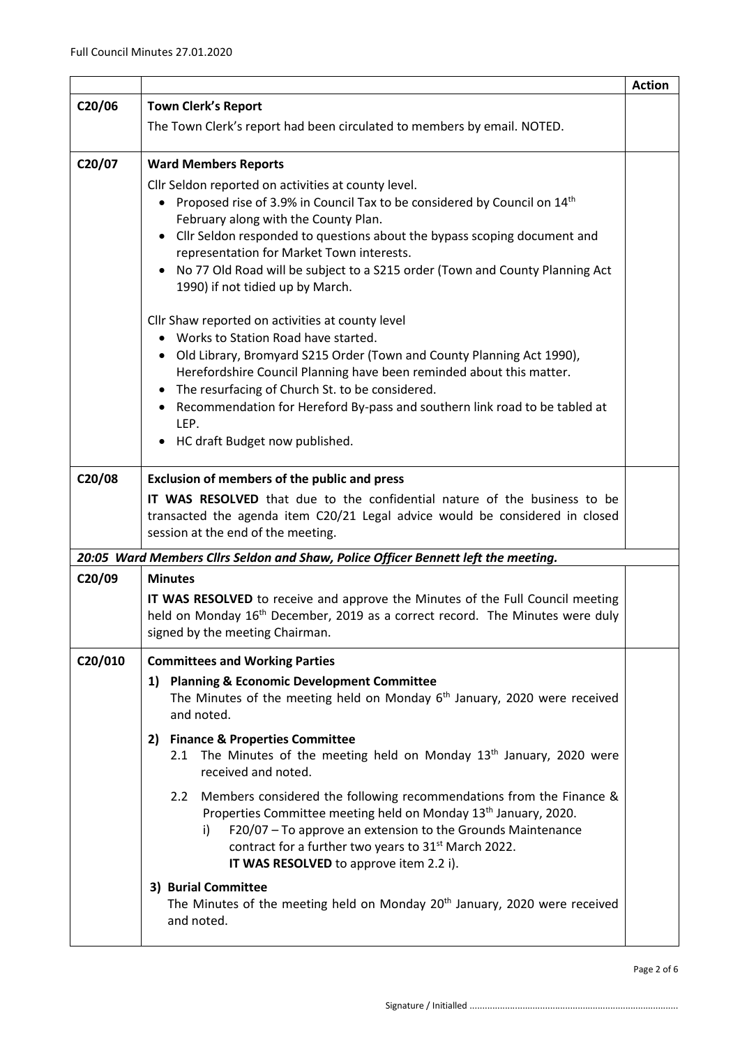| | | Action |
|---|---|---|
| C20/06 | **Town Clerk's Report**<br>The Town Clerk's report had been circulated to members by email. NOTED. | |
| C20/07 | **Ward Members Reports**<br>Cllr Seldon reported on activities at county level.<br>• Proposed rise of 3.9% in Council Tax to be considered by Council on 14th February along with the County Plan.<br>• Cllr Seldon responded to questions about the bypass scoping document and representation for Market Town interests.<br>• No 77 Old Road will be subject to a S215 order (Town and County Planning Act 1990) if not tidied up by March.<br><br>Cllr Shaw reported on activities at county level<br>• Works to Station Road have started.<br>• Old Library, Bromyard S215 Order (Town and County Planning Act 1990), Herefordshire Council Planning have been reminded about this matter.<br>• The resurfacing of Church St. to be considered.<br>• Recommendation for Hereford By-pass and southern link road to be tabled at LEP.<br>• HC draft Budget now published. | |
| C20/08 | **Exclusion of members of the public and press**<br>**IT WAS RESOLVED** that due to the confidential nature of the business to be transacted the agenda item C20/21 Legal advice would be considered in closed session at the end of the meeting. | |
| ***20:05 Ward Members Cllrs Seldon and Shaw, Police Officer Bennett left the meeting.*** | | |
| C20/09 | **Minutes**<br>**IT WAS RESOLVED** to receive and approve the Minutes of the Full Council meeting held on Monday 16th December, 2019 as a correct record. The Minutes were duly signed by the meeting Chairman. | |
| C20/010 | **Committees and Working Parties**<br>**1) Planning & Economic Development Committee**<br>The Minutes of the meeting held on Monday 6th January, 2020 were received and noted.<br>**2) Finance & Properties Committee**<br>2.1 The Minutes of the meeting held on Monday 13th January, 2020 were received and noted.<br>2.2 Members considered the following recommendations from the Finance & Properties Committee meeting held on Monday 13th January, 2020.<br>i) F20/07 – To approve an extension to the Grounds Maintenance contract for a further two years to 31st March 2022.<br>**IT WAS RESOLVED** to approve item 2.2 i).<br>**3) Burial Committee**<br>The Minutes of the meeting held on Monday 20th January, 2020 were received and noted. | |

Signature / Initialled ..................................................................................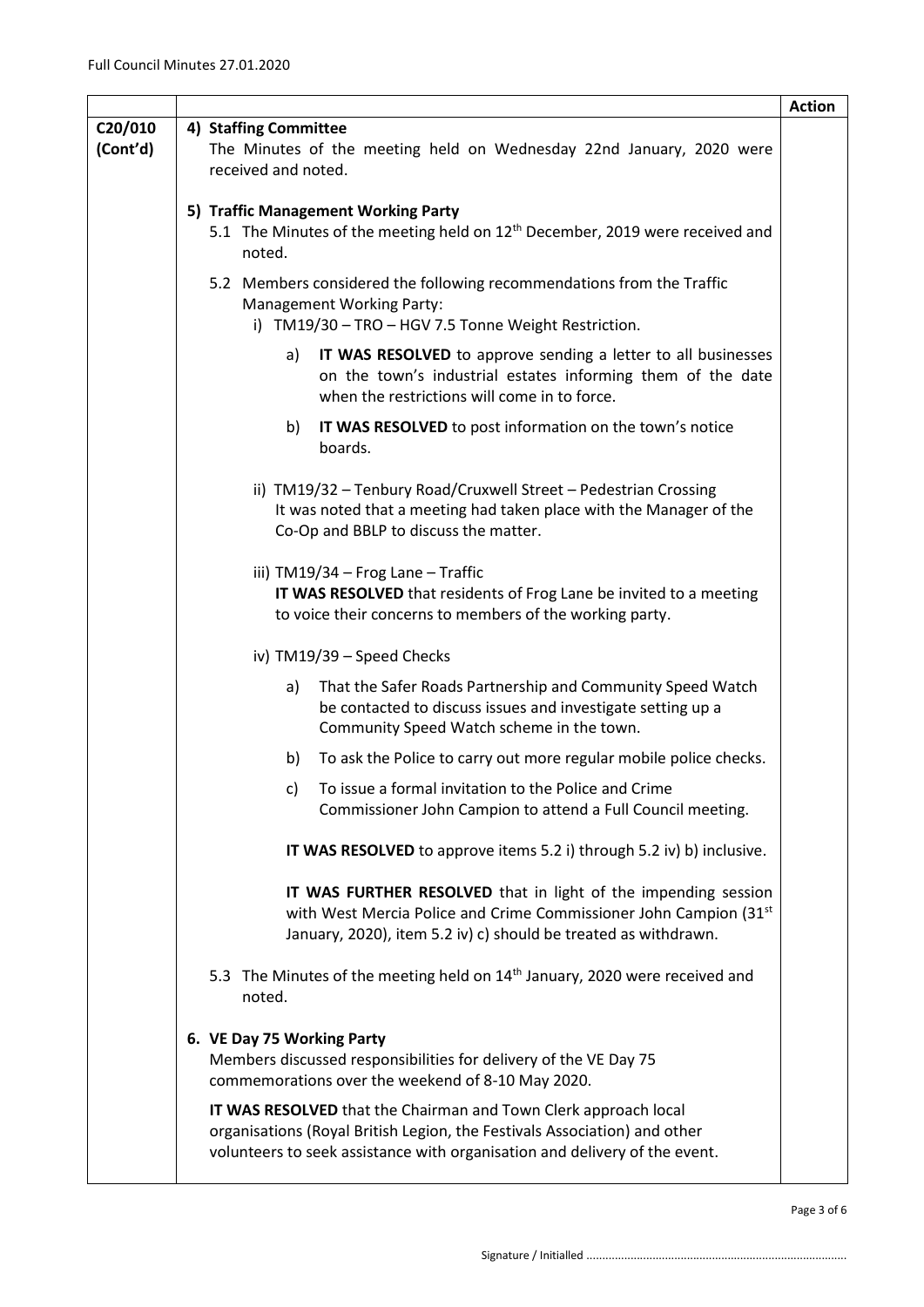| | | Action |
|---|---|---|
| C20/010 (Cont'd) | **4) Staffing Committee**<br>The Minutes of the meeting held on Wednesday 22nd January, 2020 were received and noted.<br><br>**5) Traffic Management Working Party**<br>5.1 The Minutes of the meeting held on 12th December, 2019 were received and noted.<br><br>5.2 Members considered the following recommendations from the Traffic Management Working Party:<br>i) TM19/30 – TRO – HGV 7.5 Tonne Weight Restriction.<br>a) **IT WAS RESOLVED** to approve sending a letter to all businesses on the town's industrial estates informing them of the date when the restrictions will come in to force.<br>b) **IT WAS RESOLVED** to post information on the town's notice boards.<br><br>ii) TM19/32 – Tenbury Road/Cruxwell Street – Pedestrian Crossing<br>It was noted that a meeting had taken place with the Manager of the Co-Op and BBLP to discuss the matter.<br><br>iii) TM19/34 – Frog Lane – Traffic<br>**IT WAS RESOLVED** that residents of Frog Lane be invited to a meeting to voice their concerns to members of the working party.<br><br>iv) TM19/39 – Speed Checks<br>a) That the Safer Roads Partnership and Community Speed Watch be contacted to discuss issues and investigate setting up a Community Speed Watch scheme in the town.<br>b) To ask the Police to carry out more regular mobile police checks.<br>c) To issue a formal invitation to the Police and Crime Commissioner John Campion to attend a Full Council meeting.<br><br>**IT WAS RESOLVED** to approve items 5.2 i) through 5.2 iv) b) inclusive.<br><br>**IT WAS FURTHER RESOLVED** that in light of the impending session with West Mercia Police and Crime Commissioner John Campion (31st January, 2020), item 5.2 iv) c) should be treated as withdrawn.<br><br>5.3 The Minutes of the meeting held on 14th January, 2020 were received and noted.<br><br>**6. VE Day 75 Working Party**<br>Members discussed responsibilities for delivery of the VE Day 75 commemorations over the weekend of 8-10 May 2020.<br><br>**IT WAS RESOLVED** that the Chairman and Town Clerk approach local organisations (Royal British Legion, the Festivals Association) and other volunteers to seek assistance with organisation and delivery of the event. | |

Signature / Initialled ..................................................................................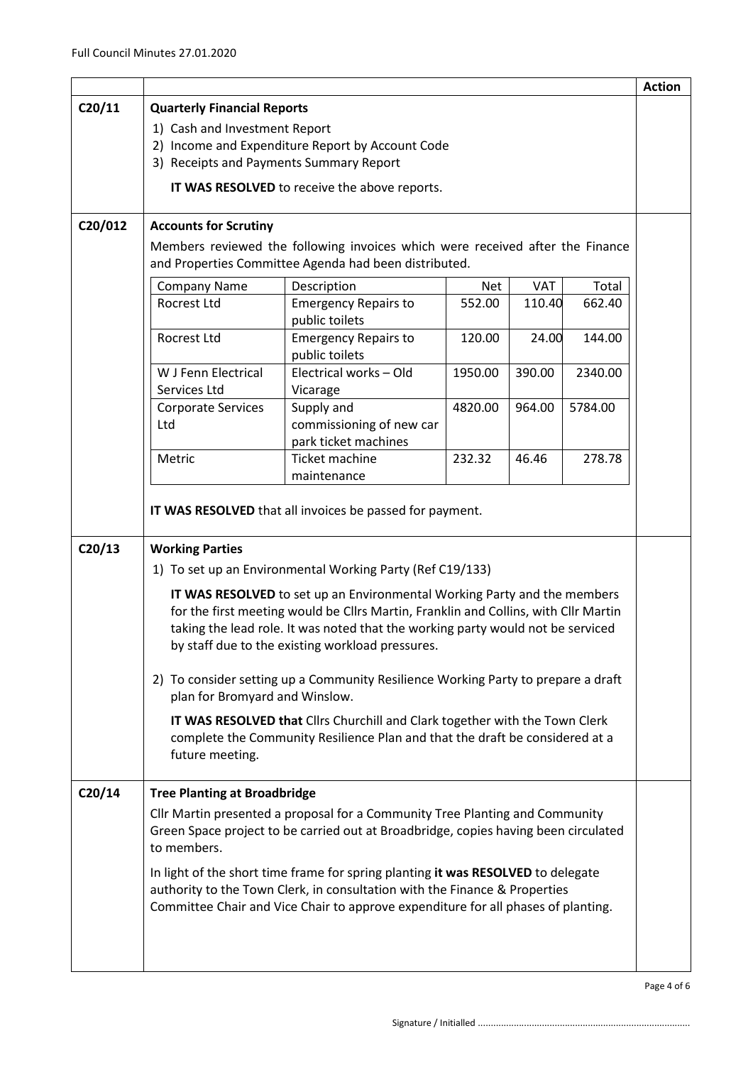| | | Action |
|---|---|---|
| C20/11 | **Quarterly Financial Reports**<br>1) Cash and Investment Report<br>2) Income and Expenditure Report by Account Code<br>3) Receipts and Payments Summary Report<br>**IT WAS RESOLVED** to receive the above reports. | |
| C20/012 | **Accounts for Scrutiny**<br>Members reviewed the following invoices which were received after the Finance and Properties Committee Agenda had been distributed. | |

| Company Name | Description | Net | VAT | Total |
|---|---|---|---|---|
| Rocrest Ltd | Emergency Repairs to public toilets | 552.00 | 110.40 | 662.40 |
| Rocrest Ltd | Emergency Repairs to public toilets | 120.00 | 24.00 | 144.00 |
| W J Fenn Electrical Services Ltd | Electrical works – Old Vicarage | 1950.00 | 390.00 | 2340.00 |
| Corporate Services Ltd | Supply and commissioning of new car park ticket machines | 4820.00 | 964.00 | 5784.00 |
| Metric | Ticket machine maintenance | 232.32 | 46.46 | 278.78 |

**IT WAS RESOLVED** that all invoices be passed for payment.

| | | |
|---|---|---|
| C20/13 | **Working Parties**<br>1) To set up an Environmental Working Party (Ref C19/133)<br>**IT WAS RESOLVED** to set up an Environmental Working Party and the members for the first meeting would be Cllrs Martin, Franklin and Collins, with Cllr Martin taking the lead role. It was noted that the working party would not be serviced by staff due to the existing workload pressures.<br>2) To consider setting up a Community Resilience Working Party to prepare a draft plan for Bromyard and Winslow.<br>**IT WAS RESOLVED that** Cllrs Churchill and Clark together with the Town Clerk complete the Community Resilience Plan and that the draft be considered at a future meeting. | |
| C20/14 | **Tree Planting at Broadbridge**<br>Cllr Martin presented a proposal for a Community Tree Planting and Community Green Space project to be carried out at Broadbridge, copies having been circulated to members.<br>In light of the short time frame for spring planting **it was RESOLVED** to delegate authority to the Town Clerk, in consultation with the Finance & Properties Committee Chair and Vice Chair to approve expenditure for all phases of planting. | |

Signature / Initialled ..................................................................................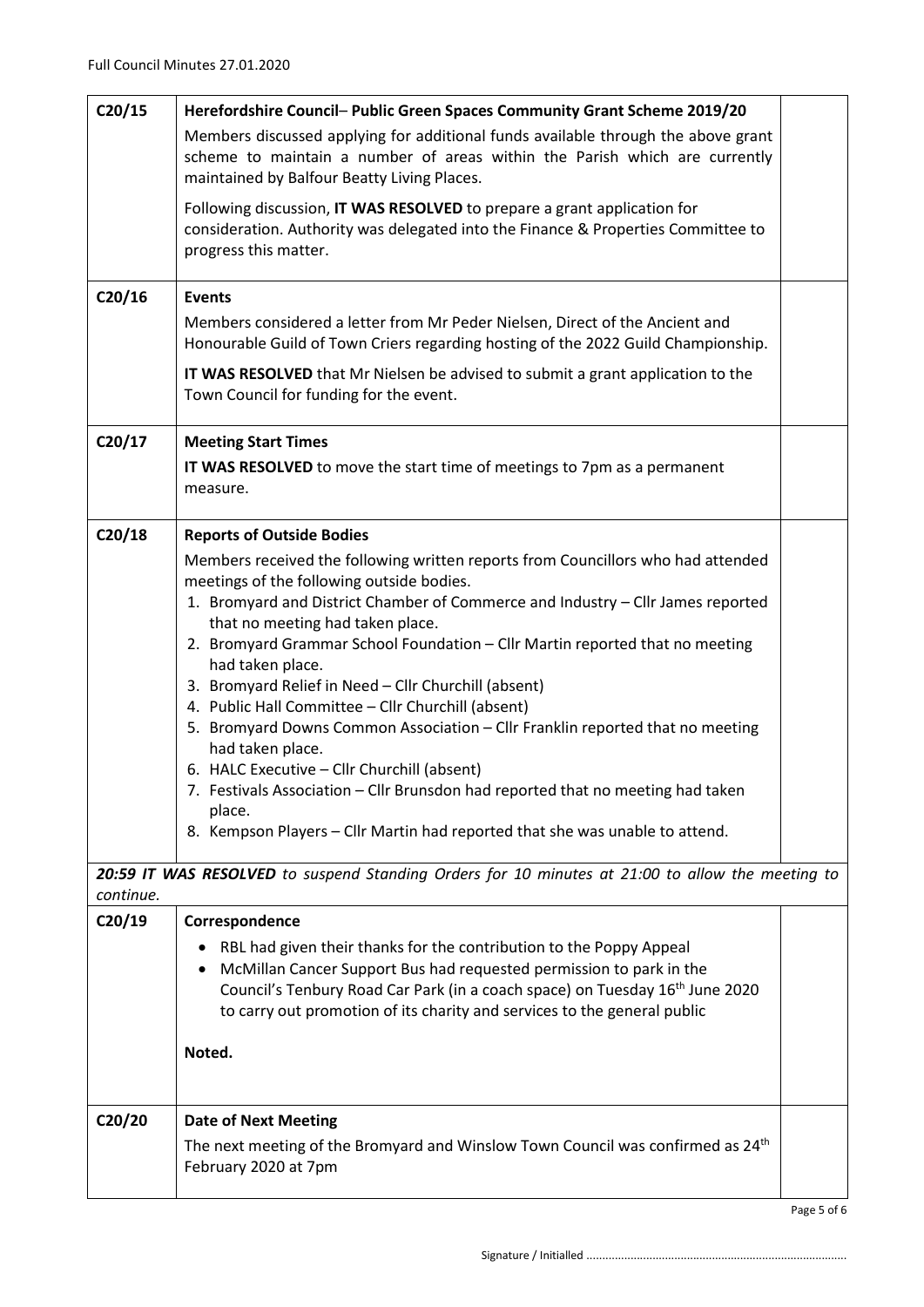Full Council Minutes 27.01.2020

| | | |
|---|---|---|
| C20/15 | **Herefordshire Council– Public Green Spaces Community Grant Scheme 2019/20**<br>Members discussed applying for additional funds available through the above grant scheme to maintain a number of areas within the Parish which are currently maintained by Balfour Beatty Living Places.<br>Following discussion, **IT WAS RESOLVED** to prepare a grant application for consideration. Authority was delegated into the Finance & Properties Committee to progress this matter. | |
| C20/16 | **Events**<br>Members considered a letter from Mr Peder Nielsen, Direct of the Ancient and Honourable Guild of Town Criers regarding hosting of the 2022 Guild Championship.<br>**IT WAS RESOLVED** that Mr Nielsen be advised to submit a grant application to the Town Council for funding for the event. | |
| C20/17 | **Meeting Start Times**<br>**IT WAS RESOLVED** to move the start time of meetings to 7pm as a permanent measure. | |
| C20/18 | **Reports of Outside Bodies**<br>Members received the following written reports from Councillors who had attended meetings of the following outside bodies.<br>1. Bromyard and District Chamber of Commerce and Industry – Cllr James reported that no meeting had taken place.<br>2. Bromyard Grammar School Foundation – Cllr Martin reported that no meeting had taken place.<br>3. Bromyard Relief in Need – Cllr Churchill (absent)<br>4. Public Hall Committee – Cllr Churchill (absent)<br>5. Bromyard Downs Common Association – Cllr Franklin reported that no meeting had taken place.<br>6. HALC Executive – Cllr Churchill (absent)<br>7. Festivals Association – Cllr Brunsdon had reported that no meeting had taken place.<br>8. Kempson Players – Cllr Martin had reported that she was unable to attend. | |
| ***20:59 IT WAS RESOLVED** to suspend Standing Orders for 10 minutes at 21:00 to allow the meeting to continue.* | | |
| C20/19 | **Correspondence**<br>• RBL had given their thanks for the contribution to the Poppy Appeal<br>• McMillan Cancer Support Bus had requested permission to park in the Council's Tenbury Road Car Park (in a coach space) on Tuesday 16th June 2020 to carry out promotion of its charity and services to the general public<br>**Noted.** | |
| C20/20 | **Date of Next Meeting**<br>The next meeting of the Bromyard and Winslow Town Council was confirmed as 24th February 2020 at 7pm | |

Signature / Initialled ...................................................................................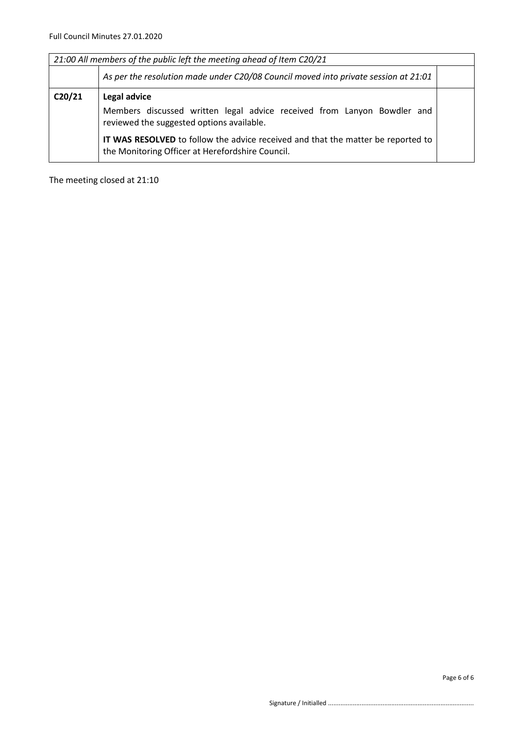| | | |
|---|---|---|
| *21:00 All members of the public left the meeting ahead of Item C20/21* | | |
| | *As per the resolution made under C20/08 Council moved into private session at 21:01* | |
| **C20/21** | **Legal advice**<br><br>Members discussed written legal advice received from Lanyon Bowdler and reviewed the suggested options available.<br><br>**IT WAS RESOLVED** to follow the advice received and that the matter be reported to the Monitoring Officer at Herefordshire Council. | |

The meeting closed at 21:10

Signature / Initialled ..................................................................................